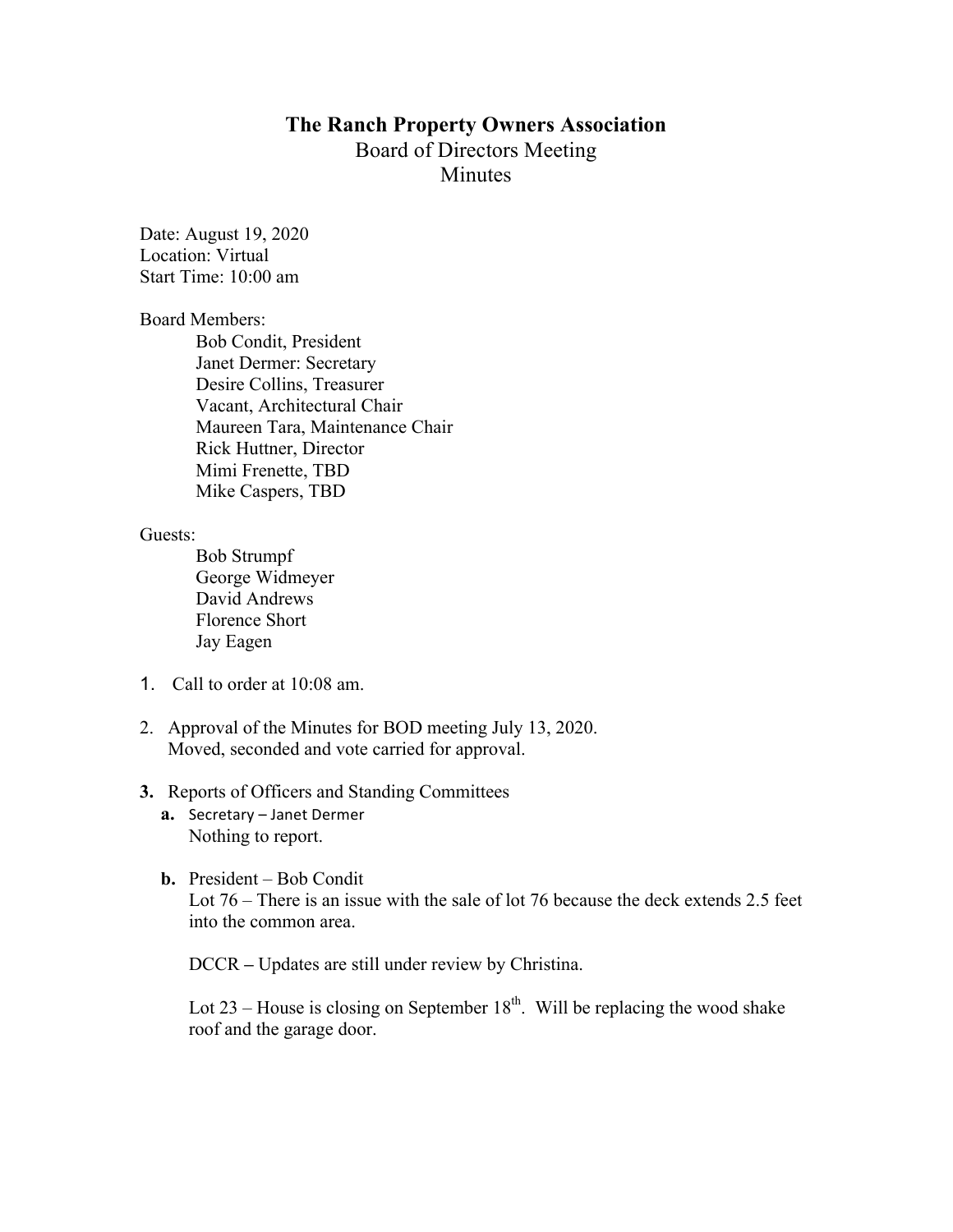# The Ranch Property Owners Association

## Board of Directors Meeting

## Minutes

Date: August 19, 2020
Location: Virtual
Start Time: 10:00 am

Board Members:

- Bob Condit, President
- Janet Dermer: Secretary
- Desire Collins, Treasurer
- Vacant, Architectural Chair
- Maureen Tara, Maintenance Chair
- Rick Huttner, Director
- Mimi Frenette, TBD
- Mike Caspers, TBD

Guests:

- Bob Strumpf
- George Widmeyer
- David Andrews
- Florence Short
- Jay Eagen

1. Call to order at 10:08 am.

2. Approval of the Minutes for BOD meeting July 13, 2020.
   Moved, seconded and vote carried for approval.

3. **Reports of Officers and Standing Committees**

   **a.** Secretary – Janet Dermer
   Nothing to report.

   **b.** President – Bob Condit
   Lot 76 – There is an issue with the sale of lot 76 because the deck extends 2.5 feet into the common area.

   DCCR – Updates are still under review by Christina.

   Lot 23 – House is closing on September 18th. Will be replacing the wood shake roof and the garage door.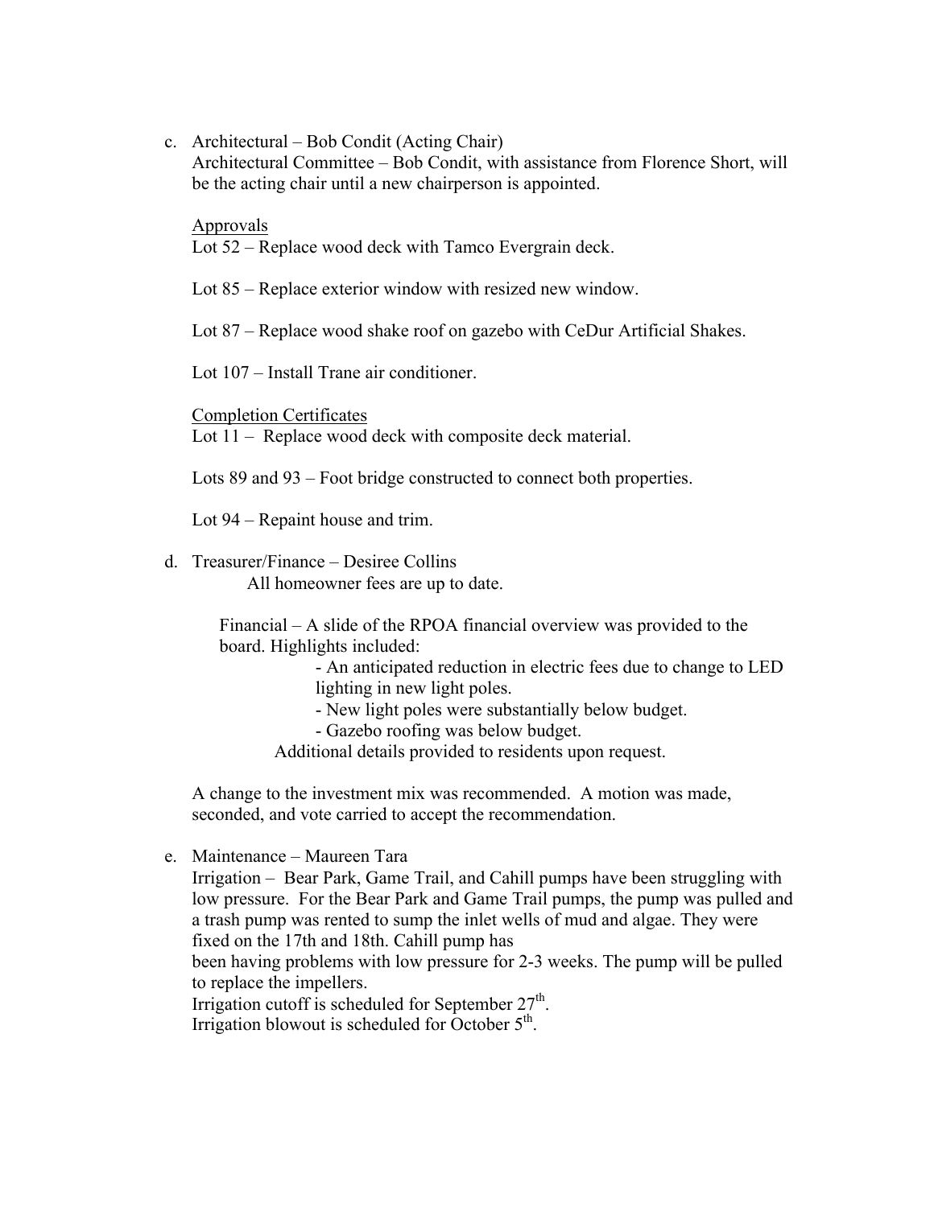c. Architectural – Bob Condit (Acting Chair)
   Architectural Committee – Bob Condit, with assistance from Florence Short, will be the acting chair until a new chairperson is appointed.

   Approvals
   Lot 52 – Replace wood deck with Tamco Evergrain deck.

   Lot 85 – Replace exterior window with resized new window.

   Lot 87 – Replace wood shake roof on gazebo with CeDur Artificial Shakes.

   Lot 107 – Install Trane air conditioner.

   Completion Certificates
   Lot 11 – Replace wood deck with composite deck material.

   Lots 89 and 93 – Foot bridge constructed to connect both properties.

   Lot 94 – Repaint house and trim.

d. Treasurer/Finance – Desiree Collins
   All homeowner fees are up to date.

   Financial – A slide of the RPOA financial overview was provided to the board. Highlights included:
   - An anticipated reduction in electric fees due to change to LED lighting in new light poles.
   - New light poles were substantially below budget.
   - Gazebo roofing was below budget.

   Additional details provided to residents upon request.

   A change to the investment mix was recommended. A motion was made, seconded, and vote carried to accept the recommendation.

e. Maintenance – Maureen Tara
   Irrigation – Bear Park, Game Trail, and Cahill pumps have been struggling with low pressure. For the Bear Park and Game Trail pumps, the pump was pulled and a trash pump was rented to sump the inlet wells of mud and algae. They were fixed on the 17th and 18th. Cahill pump has been having problems with low pressure for 2-3 weeks. The pump will be pulled to replace the impellers.
   Irrigation cutoff is scheduled for September 27th.
   Irrigation blowout is scheduled for October 5th.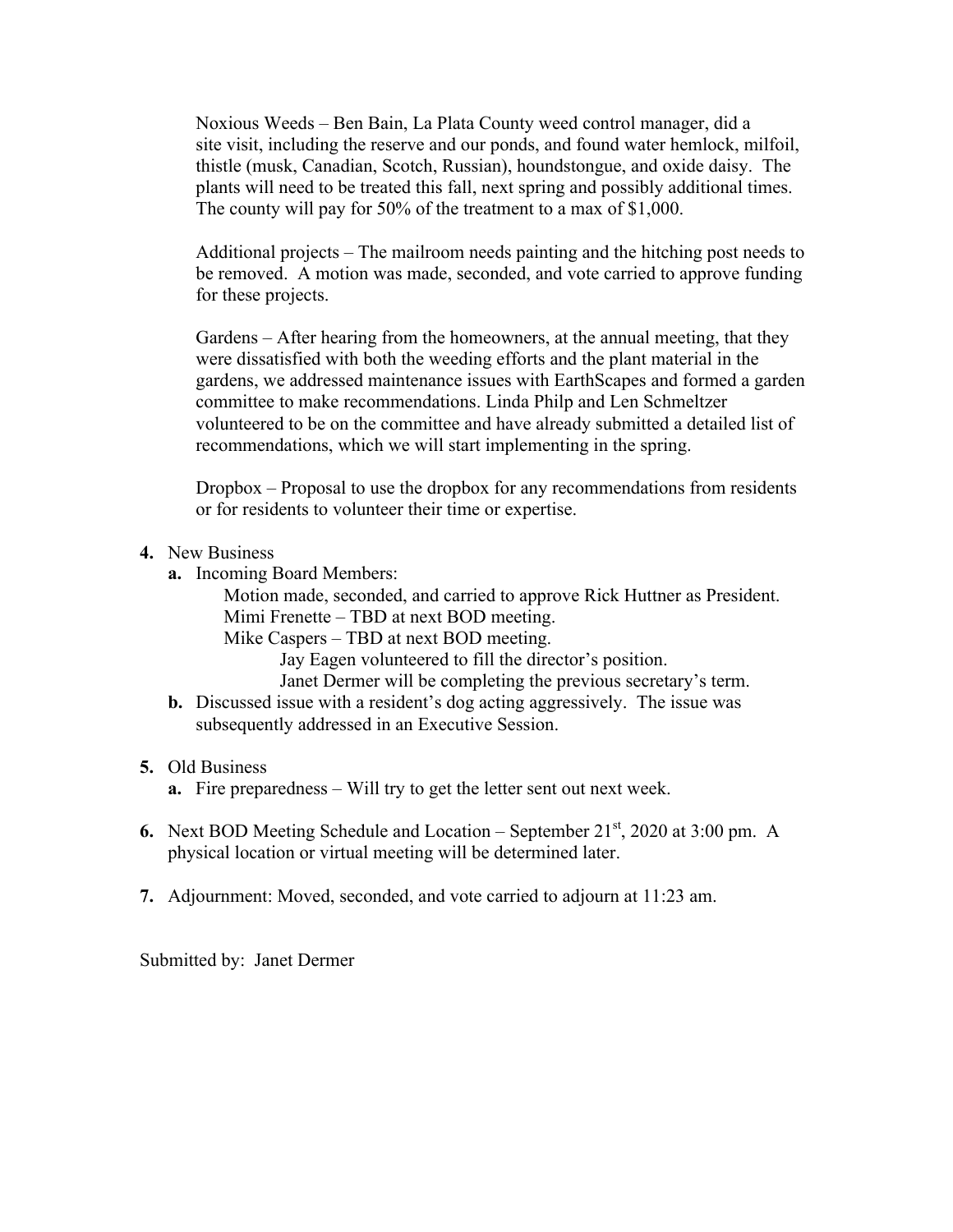Noxious Weeds – Ben Bain, La Plata County weed control manager, did a site visit, including the reserve and our ponds, and found water hemlock, milfoil, thistle (musk, Canadian, Scotch, Russian), houndstongue, and oxide daisy.  The plants will need to be treated this fall, next spring and possibly additional times. The county will pay for 50% of the treatment to a max of $1,000.

Additional projects – The mailroom needs painting and the hitching post needs to be removed.  A motion was made, seconded, and vote carried to approve funding for these projects.

Gardens – After hearing from the homeowners, at the annual meeting, that they were dissatisfied with both the weeding efforts and the plant material in the gardens, we addressed maintenance issues with EarthScapes and formed a garden committee to make recommendations. Linda Philp and Len Schmeltzer volunteered to be on the committee and have already submitted a detailed list of recommendations, which we will start implementing in the spring.

Dropbox – Proposal to use the dropbox for any recommendations from residents or for residents to volunteer their time or expertise.

**4.** New Business

**a.** Incoming Board Members:

Motion made, seconded, and carried to approve Rick Huttner as President.
Mimi Frenette – TBD at next BOD meeting.
Mike Caspers – TBD at next BOD meeting.
Jay Eagen volunteered to fill the director's position.
Janet Dermer will be completing the previous secretary's term.

**b.** Discussed issue with a resident's dog acting aggressively.  The issue was subsequently addressed in an Executive Session.

**5.** Old Business

**a.** Fire preparedness – Will try to get the letter sent out next week.

**6.** Next BOD Meeting Schedule and Location – September 21st, 2020 at 3:00 pm.  A physical location or virtual meeting will be determined later.

**7.** Adjournment: Moved, seconded, and vote carried to adjourn at 11:23 am.

Submitted by:  Janet Dermer